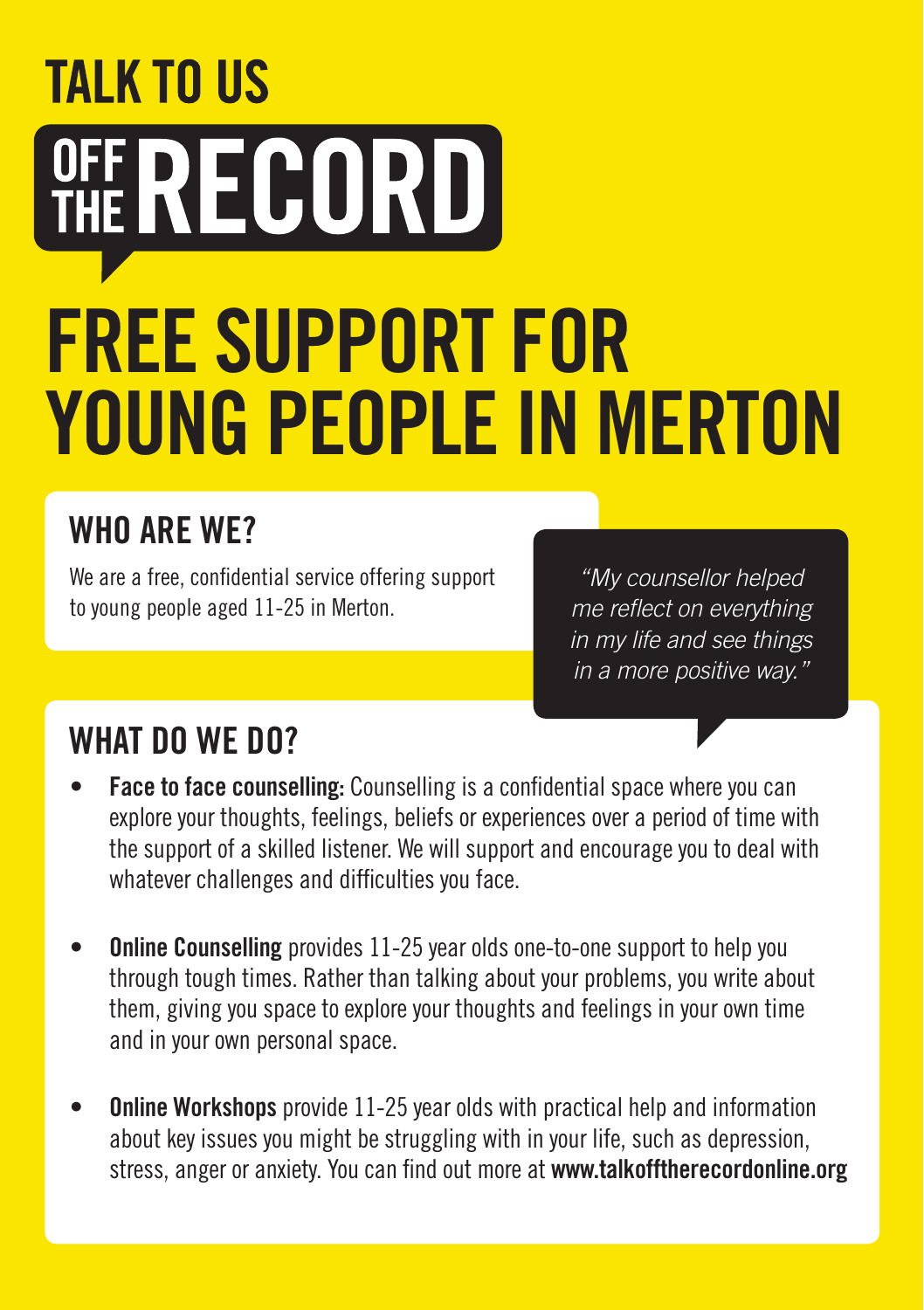# TALK TO US

# OFF THE RECORD

# FREE SUPPORT FOR YOUNG PEOPLE IN MERTON

## WHO ARE WE?

We are a free, confidential service offering support to young people aged 11-25 in Merton.

*"My counsellor helped me reflect on everything in my life and see things in a more positive way."*

## WHAT DO WE DO?

- **Face to face counselling:** Counselling is a confidential space where you can explore your thoughts, feelings, beliefs or experiences over a period of time with the support of a skilled listener. We will support and encourage you to deal with whatever challenges and difficulties you face.

- **Online Counselling** provides 11-25 year olds one-to-one support to help you through tough times. Rather than talking about your problems, you write about them, giving you space to explore your thoughts and feelings in your own time and in your own personal space.

- **Online Workshops** provide 11-25 year olds with practical help and information about key issues you might be struggling with in your life, such as depression, stress, anger or anxiety. You can find out more at **www.talkofftherecordonline.org**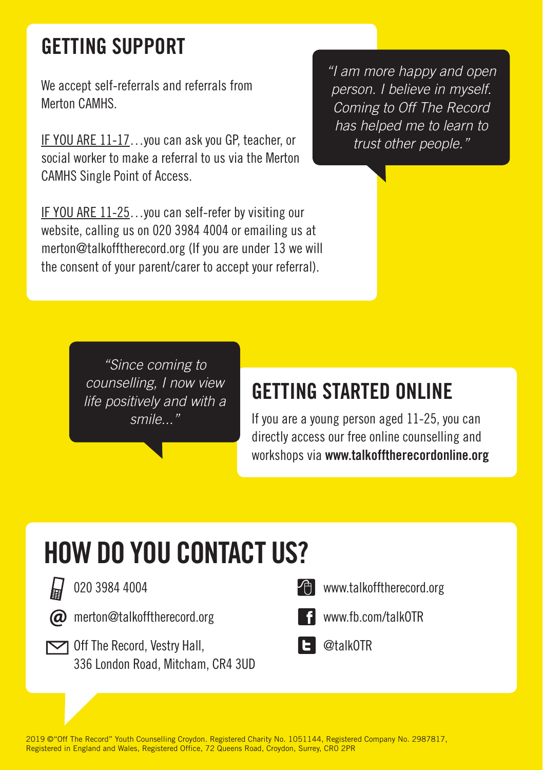## GETTING SUPPORT

We accept self-referrals and referrals from Merton CAMHS.

IF YOU ARE 11-17…you can ask you GP, teacher, or social worker to make a referral to us via the Merton CAMHS Single Point of Access.

IF YOU ARE 11-25…you can self-refer by visiting our website, calling us on 020 3984 4004 or emailing us at merton@talkofftherecord.org (If you are under 13 we will the consent of your parent/carer to accept your referral).

*"I am more happy and open person. I believe in myself. Coming to Off The Record has helped me to learn to trust other people."*

*"Since coming to counselling, I now view life positively and with a smile..."*

## GETTING STARTED ONLINE

If you are a young person aged 11-25, you can directly access our free online counselling and workshops via **www.talkofftherecordonline.org**

# HOW DO YOU CONTACT US?

020 3984 4004

merton@talkofftherecord.org

Off The Record, Vestry Hall,
336 London Road, Mitcham, CR4 3UD

www.talkofftherecord.org

www.fb.com/talkOTR

@talkOTR

2019 ©"Off The Record" Youth Counselling Croydon. Registered Charity No. 1051144, Registered Company No. 2987817, Registered in England and Wales, Registered Office, 72 Queens Road, Croydon, Surrey, CR0 2PR